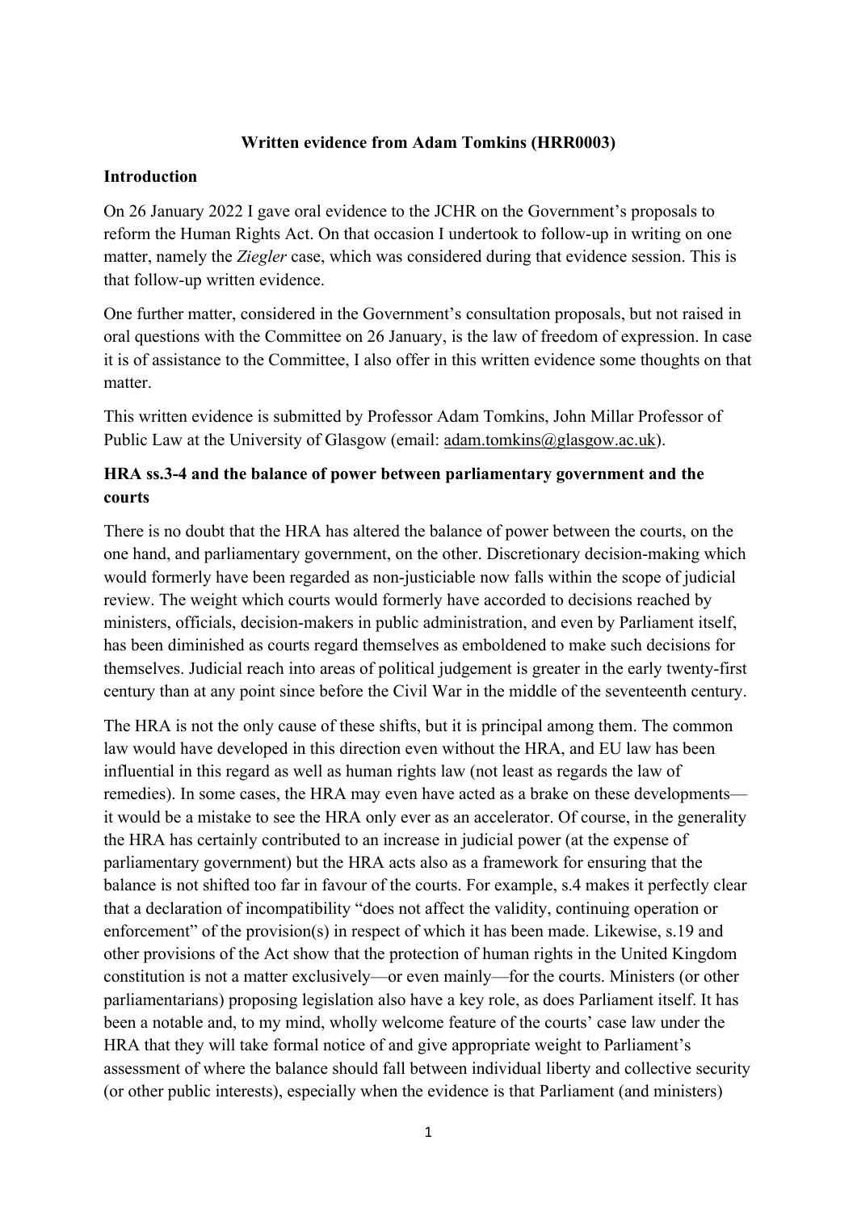**Written evidence from Adam Tomkins (HRR0003)**

**Introduction**

On 26 January 2022 I gave oral evidence to the JCHR on the Government's proposals to reform the Human Rights Act. On that occasion I undertook to follow-up in writing on one matter, namely the *Ziegler* case, which was considered during that evidence session. This is that follow-up written evidence.

One further matter, considered in the Government's consultation proposals, but not raised in oral questions with the Committee on 26 January, is the law of freedom of expression. In case it is of assistance to the Committee, I also offer in this written evidence some thoughts on that matter.

This written evidence is submitted by Professor Adam Tomkins, John Millar Professor of Public Law at the University of Glasgow (email: adam.tomkins@glasgow.ac.uk).

**HRA ss.3-4 and the balance of power between parliamentary government and the courts**

There is no doubt that the HRA has altered the balance of power between the courts, on the one hand, and parliamentary government, on the other. Discretionary decision-making which would formerly have been regarded as non-justiciable now falls within the scope of judicial review. The weight which courts would formerly have accorded to decisions reached by ministers, officials, decision-makers in public administration, and even by Parliament itself, has been diminished as courts regard themselves as emboldened to make such decisions for themselves. Judicial reach into areas of political judgement is greater in the early twenty-first century than at any point since before the Civil War in the middle of the seventeenth century.

The HRA is not the only cause of these shifts, but it is principal among them. The common law would have developed in this direction even without the HRA, and EU law has been influential in this regard as well as human rights law (not least as regards the law of remedies). In some cases, the HRA may even have acted as a brake on these developments—it would be a mistake to see the HRA only ever as an accelerator. Of course, in the generality the HRA has certainly contributed to an increase in judicial power (at the expense of parliamentary government) but the HRA acts also as a framework for ensuring that the balance is not shifted too far in favour of the courts. For example, s.4 makes it perfectly clear that a declaration of incompatibility "does not affect the validity, continuing operation or enforcement" of the provision(s) in respect of which it has been made. Likewise, s.19 and other provisions of the Act show that the protection of human rights in the United Kingdom constitution is not a matter exclusively—or even mainly—for the courts. Ministers (or other parliamentarians) proposing legislation also have a key role, as does Parliament itself. It has been a notable and, to my mind, wholly welcome feature of the courts' case law under the HRA that they will take formal notice of and give appropriate weight to Parliament's assessment of where the balance should fall between individual liberty and collective security (or other public interests), especially when the evidence is that Parliament (and ministers)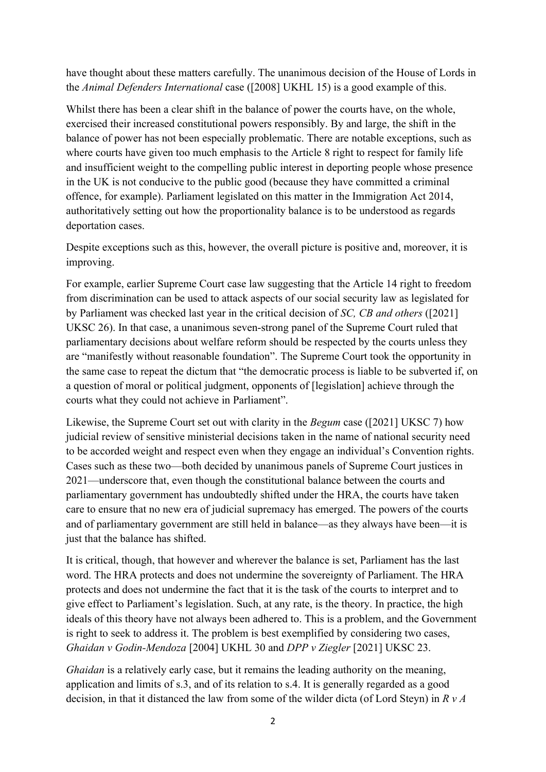have thought about these matters carefully. The unanimous decision of the House of Lords in the *Animal Defenders International* case ([2008] UKHL 15) is a good example of this.

Whilst there has been a clear shift in the balance of power the courts have, on the whole, exercised their increased constitutional powers responsibly. By and large, the shift in the balance of power has not been especially problematic. There are notable exceptions, such as where courts have given too much emphasis to the Article 8 right to respect for family life and insufficient weight to the compelling public interest in deporting people whose presence in the UK is not conducive to the public good (because they have committed a criminal offence, for example). Parliament legislated on this matter in the Immigration Act 2014, authoritatively setting out how the proportionality balance is to be understood as regards deportation cases.

Despite exceptions such as this, however, the overall picture is positive and, moreover, it is improving.

For example, earlier Supreme Court case law suggesting that the Article 14 right to freedom from discrimination can be used to attack aspects of our social security law as legislated for by Parliament was checked last year in the critical decision of *SC, CB and others* ([2021] UKSC 26). In that case, a unanimous seven-strong panel of the Supreme Court ruled that parliamentary decisions about welfare reform should be respected by the courts unless they are "manifestly without reasonable foundation". The Supreme Court took the opportunity in the same case to repeat the dictum that "the democratic process is liable to be subverted if, on a question of moral or political judgment, opponents of [legislation] achieve through the courts what they could not achieve in Parliament".

Likewise, the Supreme Court set out with clarity in the *Begum* case ([2021] UKSC 7) how judicial review of sensitive ministerial decisions taken in the name of national security need to be accorded weight and respect even when they engage an individual's Convention rights. Cases such as these two—both decided by unanimous panels of Supreme Court justices in 2021—underscore that, even though the constitutional balance between the courts and parliamentary government has undoubtedly shifted under the HRA, the courts have taken care to ensure that no new era of judicial supremacy has emerged. The powers of the courts and of parliamentary government are still held in balance—as they always have been—it is just that the balance has shifted.

It is critical, though, that however and wherever the balance is set, Parliament has the last word. The HRA protects and does not undermine the sovereignty of Parliament. The HRA protects and does not undermine the fact that it is the task of the courts to interpret and to give effect to Parliament's legislation. Such, at any rate, is the theory. In practice, the high ideals of this theory have not always been adhered to. This is a problem, and the Government is right to seek to address it. The problem is best exemplified by considering two cases, *Ghaidan v Godin-Mendoza* [2004] UKHL 30 and *DPP v Ziegler* [2021] UKSC 23.

*Ghaidan* is a relatively early case, but it remains the leading authority on the meaning, application and limits of s.3, and of its relation to s.4. It is generally regarded as a good decision, in that it distanced the law from some of the wilder dicta (of Lord Steyn) in *R v A*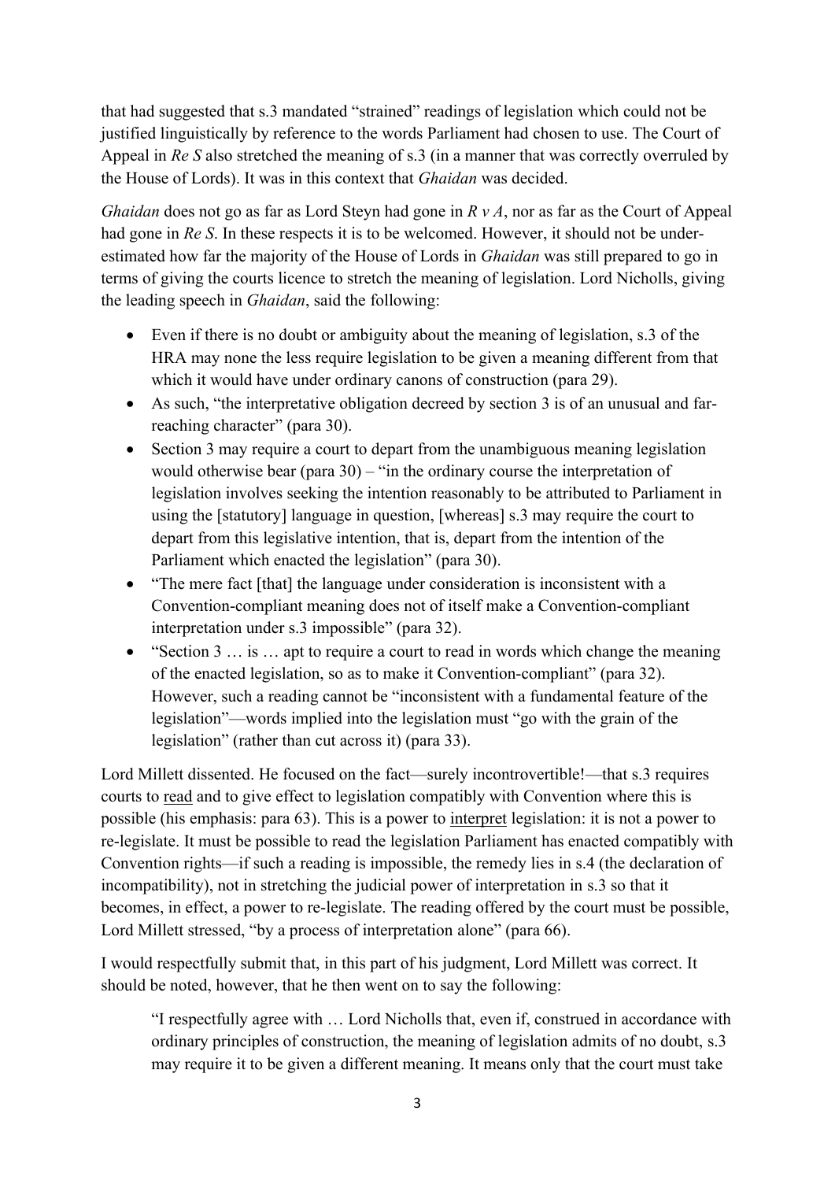that had suggested that s.3 mandated "strained" readings of legislation which could not be justified linguistically by reference to the words Parliament had chosen to use. The Court of Appeal in *Re S* also stretched the meaning of s.3 (in a manner that was correctly overruled by the House of Lords). It was in this context that *Ghaidan* was decided.

*Ghaidan* does not go as far as Lord Steyn had gone in *R v A*, nor as far as the Court of Appeal had gone in *Re S*. In these respects it is to be welcomed. However, it should not be under-estimated how far the majority of the House of Lords in *Ghaidan* was still prepared to go in terms of giving the courts licence to stretch the meaning of legislation. Lord Nicholls, giving the leading speech in *Ghaidan*, said the following:

- Even if there is no doubt or ambiguity about the meaning of legislation, s.3 of the HRA may none the less require legislation to be given a meaning different from that which it would have under ordinary canons of construction (para 29).
- As such, "the interpretative obligation decreed by section 3 is of an unusual and far-reaching character" (para 30).
- Section 3 may require a court to depart from the unambiguous meaning legislation would otherwise bear (para 30) – "in the ordinary course the interpretation of legislation involves seeking the intention reasonably to be attributed to Parliament in using the [statutory] language in question, [whereas] s.3 may require the court to depart from this legislative intention, that is, depart from the intention of the Parliament which enacted the legislation" (para 30).
- "The mere fact [that] the language under consideration is inconsistent with a Convention-compliant meaning does not of itself make a Convention-compliant interpretation under s.3 impossible" (para 32).
- "Section 3 … is … apt to require a court to read in words which change the meaning of the enacted legislation, so as to make it Convention-compliant" (para 32). However, such a reading cannot be "inconsistent with a fundamental feature of the legislation"—words implied into the legislation must "go with the grain of the legislation" (rather than cut across it) (para 33).

Lord Millett dissented. He focused on the fact—surely incontrovertible!—that s.3 requires courts to <u>read</u> and to give effect to legislation compatibly with Convention where this is possible (his emphasis: para 63). This is a power to <u>interpret</u> legislation: it is not a power to re-legislate. It must be possible to read the legislation Parliament has enacted compatibly with Convention rights—if such a reading is impossible, the remedy lies in s.4 (the declaration of incompatibility), not in stretching the judicial power of interpretation in s.3 so that it becomes, in effect, a power to re-legislate. The reading offered by the court must be possible, Lord Millett stressed, "by a process of interpretation alone" (para 66).

I would respectfully submit that, in this part of his judgment, Lord Millett was correct. It should be noted, however, that he then went on to say the following:

> "I respectfully agree with … Lord Nicholls that, even if, construed in accordance with ordinary principles of construction, the meaning of legislation admits of no doubt, s.3 may require it to be given a different meaning. It means only that the court must take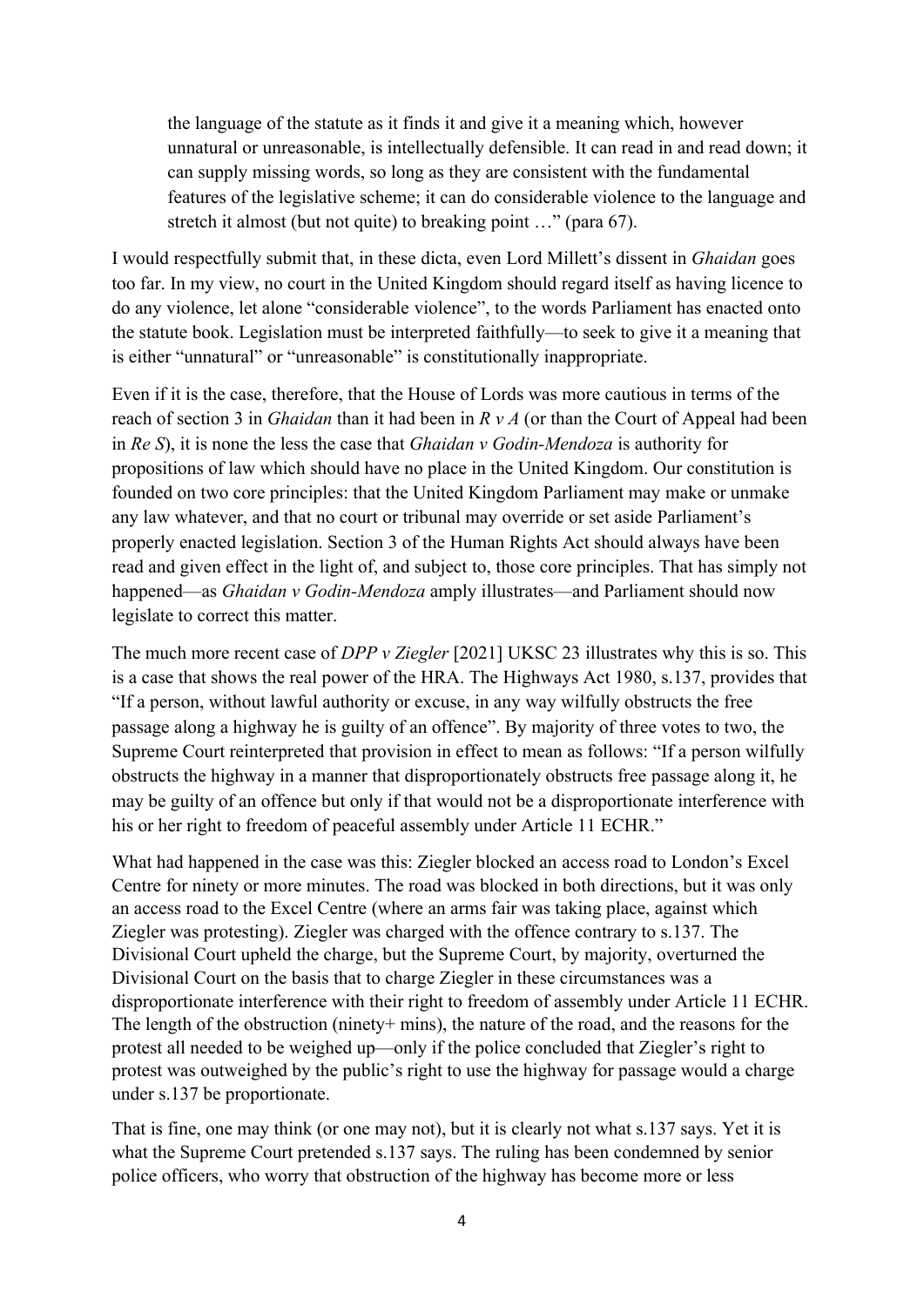> the language of the statute as it finds it and give it a meaning which, however unnatural or unreasonable, is intellectually defensible. It can read in and read down; it can supply missing words, so long as they are consistent with the fundamental features of the legislative scheme; it can do considerable violence to the language and stretch it almost (but not quite) to breaking point …" (para 67).

I would respectfully submit that, in these dicta, even Lord Millett's dissent in *Ghaidan* goes too far. In my view, no court in the United Kingdom should regard itself as having licence to do any violence, let alone "considerable violence", to the words Parliament has enacted onto the statute book. Legislation must be interpreted faithfully—to seek to give it a meaning that is either "unnatural" or "unreasonable" is constitutionally inappropriate.

Even if it is the case, therefore, that the House of Lords was more cautious in terms of the reach of section 3 in *Ghaidan* than it had been in *R v A* (or than the Court of Appeal had been in *Re S*), it is none the less the case that *Ghaidan v Godin-Mendoza* is authority for propositions of law which should have no place in the United Kingdom. Our constitution is founded on two core principles: that the United Kingdom Parliament may make or unmake any law whatever, and that no court or tribunal may override or set aside Parliament's properly enacted legislation. Section 3 of the Human Rights Act should always have been read and given effect in the light of, and subject to, those core principles. That has simply not happened—as *Ghaidan v Godin-Mendoza* amply illustrates—and Parliament should now legislate to correct this matter.

The much more recent case of *DPP v Ziegler* [2021] UKSC 23 illustrates why this is so. This is a case that shows the real power of the HRA. The Highways Act 1980, s.137, provides that "If a person, without lawful authority or excuse, in any way wilfully obstructs the free passage along a highway he is guilty of an offence". By majority of three votes to two, the Supreme Court reinterpreted that provision in effect to mean as follows: "If a person wilfully obstructs the highway in a manner that disproportionately obstructs free passage along it, he may be guilty of an offence but only if that would not be a disproportionate interference with his or her right to freedom of peaceful assembly under Article 11 ECHR."

What had happened in the case was this: Ziegler blocked an access road to London's Excel Centre for ninety or more minutes. The road was blocked in both directions, but it was only an access road to the Excel Centre (where an arms fair was taking place, against which Ziegler was protesting). Ziegler was charged with the offence contrary to s.137. The Divisional Court upheld the charge, but the Supreme Court, by majority, overturned the Divisional Court on the basis that to charge Ziegler in these circumstances was a disproportionate interference with their right to freedom of assembly under Article 11 ECHR. The length of the obstruction (ninety+ mins), the nature of the road, and the reasons for the protest all needed to be weighed up—only if the police concluded that Ziegler's right to protest was outweighed by the public's right to use the highway for passage would a charge under s.137 be proportionate.

That is fine, one may think (or one may not), but it is clearly not what s.137 says. Yet it is what the Supreme Court pretended s.137 says. The ruling has been condemned by senior police officers, who worry that obstruction of the highway has become more or less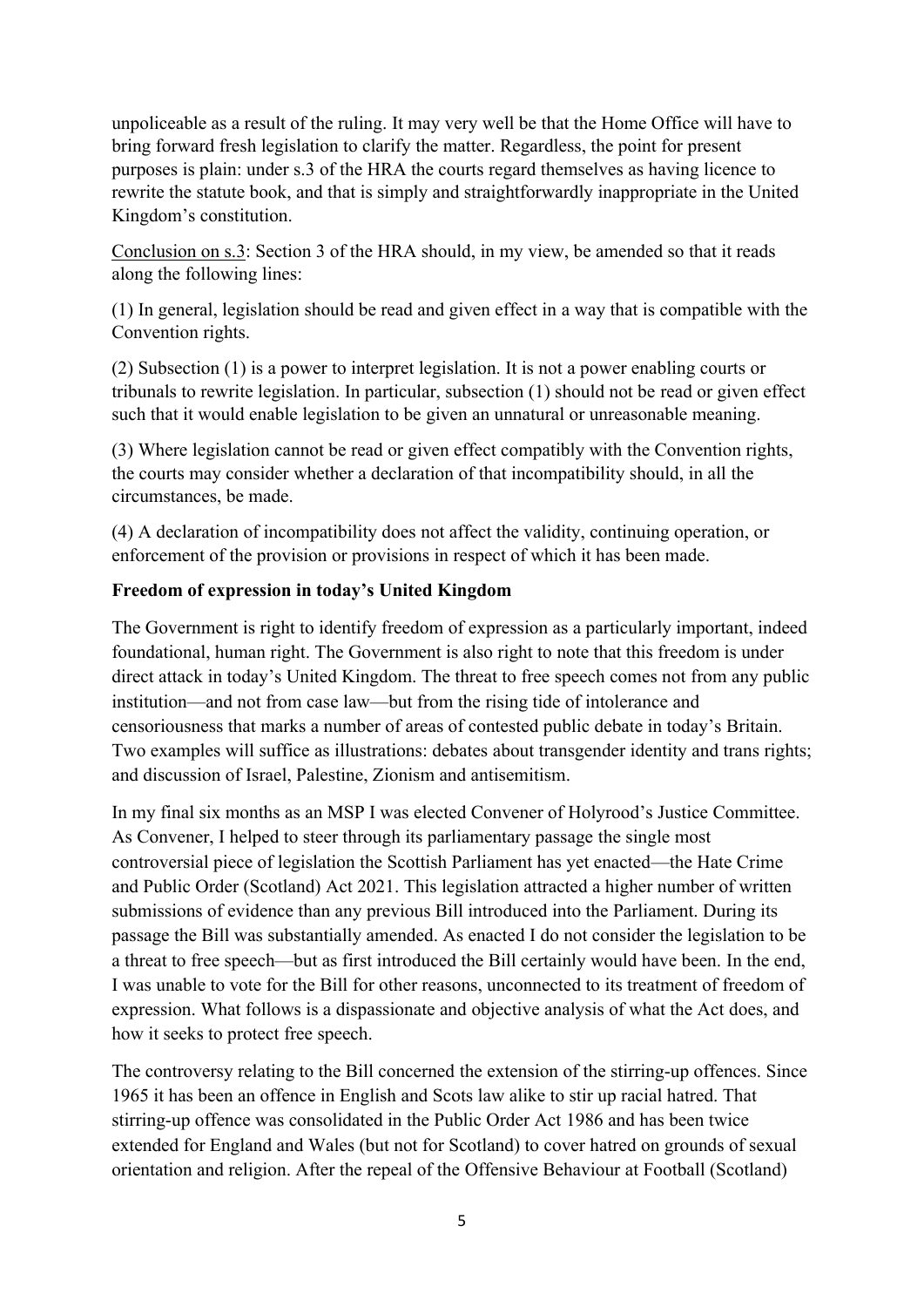unpoliceable as a result of the ruling. It may very well be that the Home Office will have to bring forward fresh legislation to clarify the matter. Regardless, the point for present purposes is plain: under s.3 of the HRA the courts regard themselves as having licence to rewrite the statute book, and that is simply and straightforwardly inappropriate in the United Kingdom's constitution.

<u>Conclusion on s.3</u>: Section 3 of the HRA should, in my view, be amended so that it reads along the following lines:

(1) In general, legislation should be read and given effect in a way that is compatible with the Convention rights.

(2) Subsection (1) is a power to interpret legislation. It is not a power enabling courts or tribunals to rewrite legislation. In particular, subsection (1) should not be read or given effect such that it would enable legislation to be given an unnatural or unreasonable meaning.

(3) Where legislation cannot be read or given effect compatibly with the Convention rights, the courts may consider whether a declaration of that incompatibility should, in all the circumstances, be made.

(4) A declaration of incompatibility does not affect the validity, continuing operation, or enforcement of the provision or provisions in respect of which it has been made.

**Freedom of expression in today's United Kingdom**

The Government is right to identify freedom of expression as a particularly important, indeed foundational, human right. The Government is also right to note that this freedom is under direct attack in today's United Kingdom. The threat to free speech comes not from any public institution—and not from case law—but from the rising tide of intolerance and censoriousness that marks a number of areas of contested public debate in today's Britain. Two examples will suffice as illustrations: debates about transgender identity and trans rights; and discussion of Israel, Palestine, Zionism and antisemitism.

In my final six months as an MSP I was elected Convener of Holyrood's Justice Committee. As Convener, I helped to steer through its parliamentary passage the single most controversial piece of legislation the Scottish Parliament has yet enacted—the Hate Crime and Public Order (Scotland) Act 2021. This legislation attracted a higher number of written submissions of evidence than any previous Bill introduced into the Parliament. During its passage the Bill was substantially amended. As enacted I do not consider the legislation to be a threat to free speech—but as first introduced the Bill certainly would have been. In the end, I was unable to vote for the Bill for other reasons, unconnected to its treatment of freedom of expression. What follows is a dispassionate and objective analysis of what the Act does, and how it seeks to protect free speech.

The controversy relating to the Bill concerned the extension of the stirring-up offences. Since 1965 it has been an offence in English and Scots law alike to stir up racial hatred. That stirring-up offence was consolidated in the Public Order Act 1986 and has been twice extended for England and Wales (but not for Scotland) to cover hatred on grounds of sexual orientation and religion. After the repeal of the Offensive Behaviour at Football (Scotland)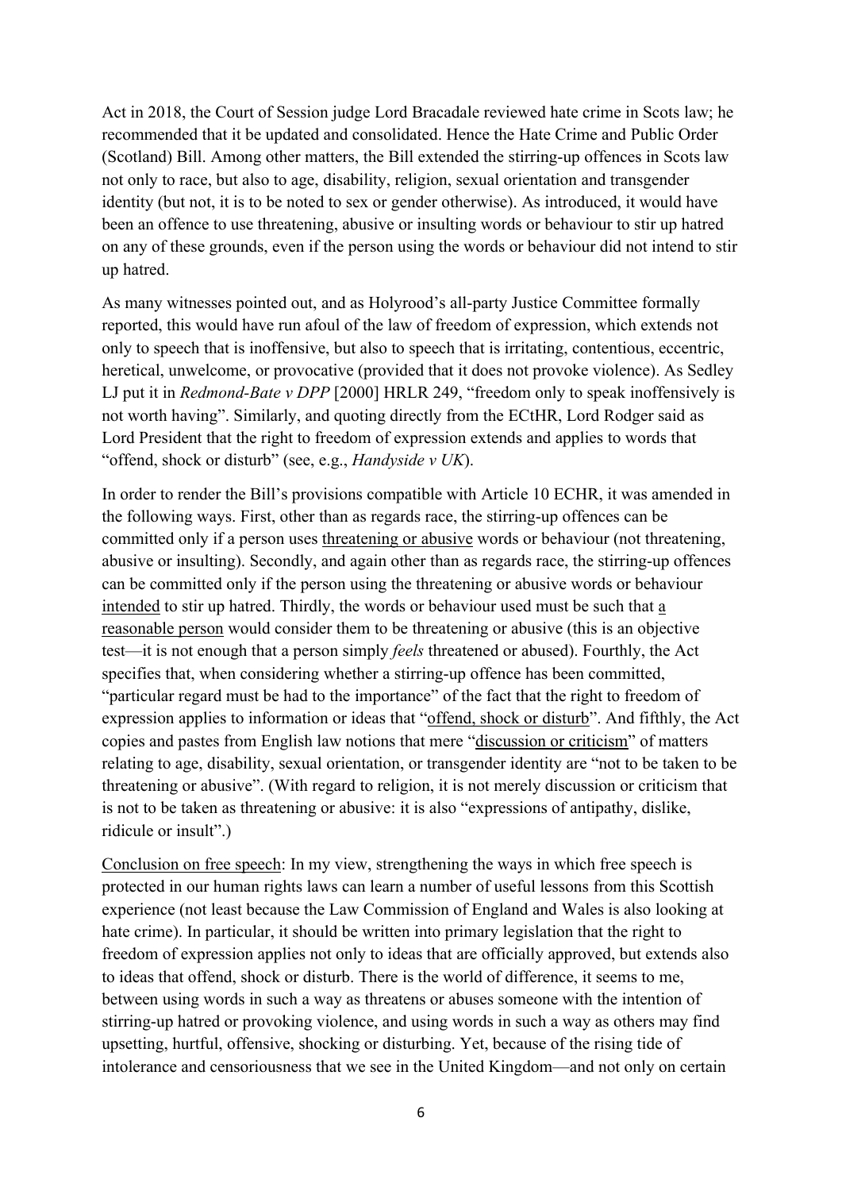Act in 2018, the Court of Session judge Lord Bracadale reviewed hate crime in Scots law; he recommended that it be updated and consolidated. Hence the Hate Crime and Public Order (Scotland) Bill. Among other matters, the Bill extended the stirring-up offences in Scots law not only to race, but also to age, disability, religion, sexual orientation and transgender identity (but not, it is to be noted to sex or gender otherwise). As introduced, it would have been an offence to use threatening, abusive or insulting words or behaviour to stir up hatred on any of these grounds, even if the person using the words or behaviour did not intend to stir up hatred.

As many witnesses pointed out, and as Holyrood's all-party Justice Committee formally reported, this would have run afoul of the law of freedom of expression, which extends not only to speech that is inoffensive, but also to speech that is irritating, contentious, eccentric, heretical, unwelcome, or provocative (provided that it does not provoke violence). As Sedley LJ put it in *Redmond-Bate v DPP* [2000] HRLR 249, "freedom only to speak inoffensively is not worth having". Similarly, and quoting directly from the ECtHR, Lord Rodger said as Lord President that the right to freedom of expression extends and applies to words that "offend, shock or disturb" (see, e.g., *Handyside v UK*).

In order to render the Bill's provisions compatible with Article 10 ECHR, it was amended in the following ways. First, other than as regards race, the stirring-up offences can be committed only if a person uses <u>threatening or abusive</u> words or behaviour (not threatening, abusive or insulting). Secondly, and again other than as regards race, the stirring-up offences can be committed only if the person using the threatening or abusive words or behaviour <u>intended</u> to stir up hatred. Thirdly, the words or behaviour used must be such that <u>a reasonable person</u> would consider them to be threatening or abusive (this is an objective test—it is not enough that a person simply *feels* threatened or abused). Fourthly, the Act specifies that, when considering whether a stirring-up offence has been committed, "particular regard must be had to the importance" of the fact that the right to freedom of expression applies to information or ideas that "<u>offend, shock or disturb</u>". And fifthly, the Act copies and pastes from English law notions that mere "<u>discussion or criticism</u>" of matters relating to age, disability, sexual orientation, or transgender identity are "not to be taken to be threatening or abusive". (With regard to religion, it is not merely discussion or criticism that is not to be taken as threatening or abusive: it is also "expressions of antipathy, dislike, ridicule or insult".)

<u>Conclusion on free speech</u>: In my view, strengthening the ways in which free speech is protected in our human rights laws can learn a number of useful lessons from this Scottish experience (not least because the Law Commission of England and Wales is also looking at hate crime). In particular, it should be written into primary legislation that the right to freedom of expression applies not only to ideas that are officially approved, but extends also to ideas that offend, shock or disturb. There is the world of difference, it seems to me, between using words in such a way as threatens or abuses someone with the intention of stirring-up hatred or provoking violence, and using words in such a way as others may find upsetting, hurtful, offensive, shocking or disturbing. Yet, because of the rising tide of intolerance and censoriousness that we see in the United Kingdom—and not only on certain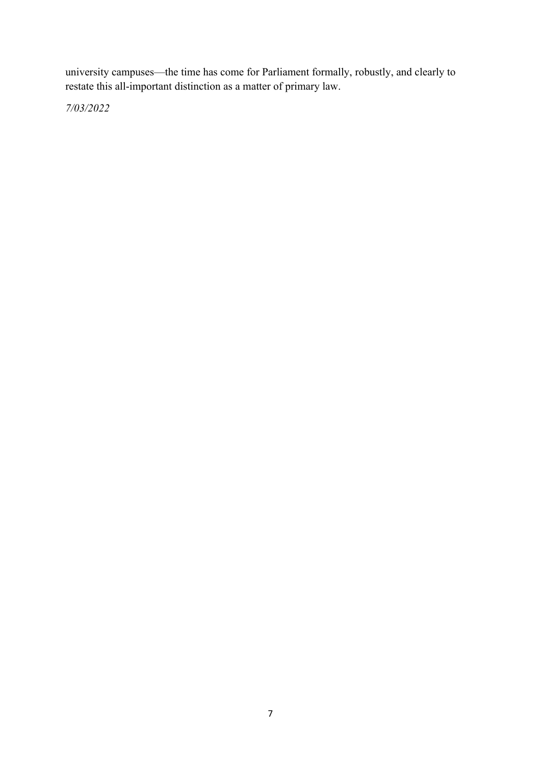university campuses—the time has come for Parliament formally, robustly, and clearly to restate this all-important distinction as a matter of primary law.

*7/03/2022*